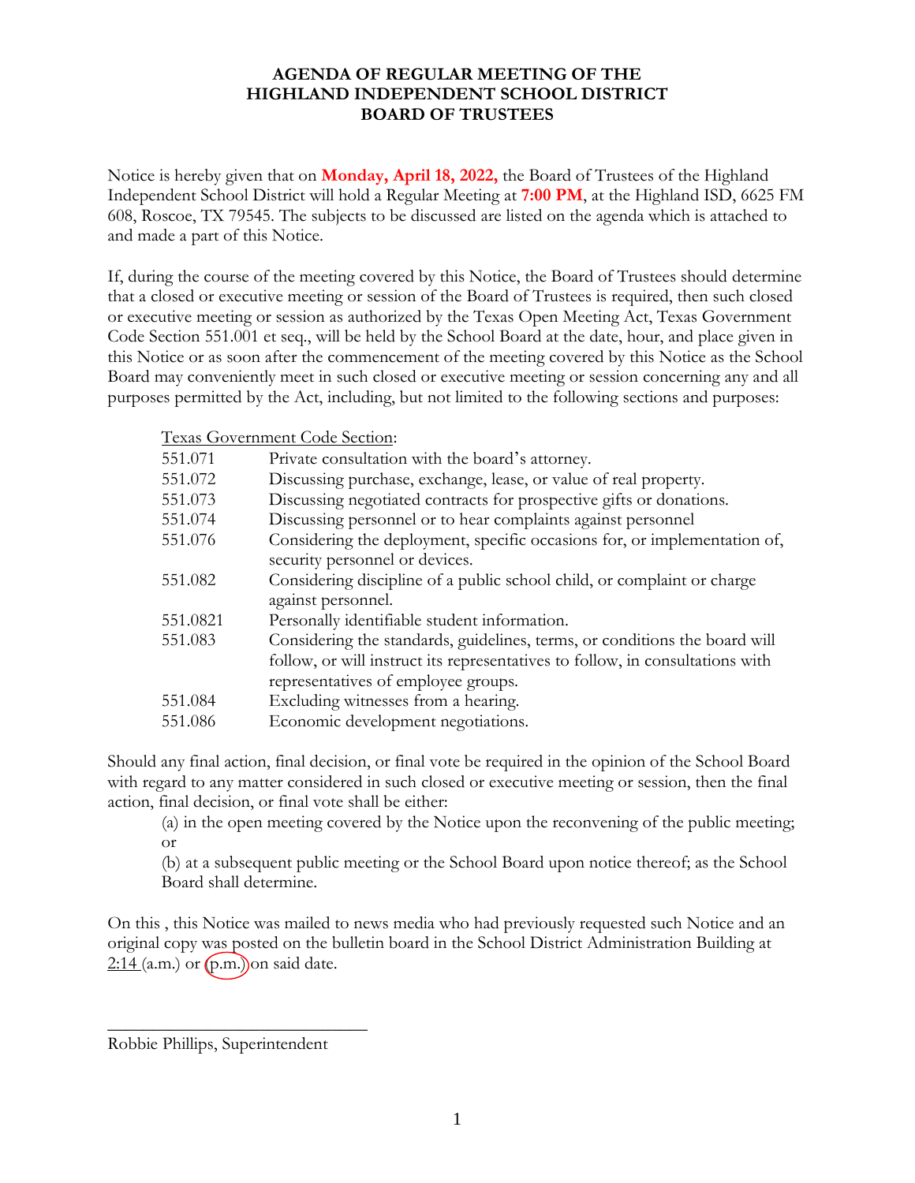# AGENDA OF REGULAR MEETING OF THE HIGHLAND INDEPENDENT SCHOOL DISTRICT BOARD OF TRUSTEES

Notice is hereby given that on **Monday, April 18, 2022,** the Board of Trustees of the Highland Independent School District will hold a Regular Meeting at **7:00 PM**, at the Highland ISD, 6625 FM 608, Roscoe, TX 79545. The subjects to be discussed are listed on the agenda which is attached to and made a part of this Notice.

If, during the course of the meeting covered by this Notice, the Board of Trustees should determine that a closed or executive meeting or session of the Board of Trustees is required, then such closed or executive meeting or session as authorized by the Texas Open Meeting Act, Texas Government Code Section 551.001 et seq., will be held by the School Board at the date, hour, and place given in this Notice or as soon after the commencement of the meeting covered by this Notice as the School Board may conveniently meet in such closed or executive meeting or session concerning any and all purposes permitted by the Act, including, but not limited to the following sections and purposes:

<u>Texas Government Code Section</u>:

| | |
|---|---|
| 551.071 | Private consultation with the board's attorney. |
| 551.072 | Discussing purchase, exchange, lease, or value of real property. |
| 551.073 | Discussing negotiated contracts for prospective gifts or donations. |
| 551.074 | Discussing personnel or to hear complaints against personnel |
| 551.076 | Considering the deployment, specific occasions for, or implementation of, security personnel or devices. |
| 551.082 | Considering discipline of a public school child, or complaint or charge against personnel. |
| 551.0821 | Personally identifiable student information. |
| 551.083 | Considering the standards, guidelines, terms, or conditions the board will follow, or will instruct its representatives to follow, in consultations with representatives of employee groups. |
| 551.084 | Excluding witnesses from a hearing. |
| 551.086 | Economic development negotiations. |

Should any final action, final decision, or final vote be required in the opinion of the School Board with regard to any matter considered in such closed or executive meeting or session, then the final action, final decision, or final vote shall be either:

(a) in the open meeting covered by the Notice upon the reconvening of the public meeting; or

(b) at a subsequent public meeting or the School Board upon notice thereof; as the School Board shall determine.

On this , this Notice was mailed to news media who had previously requested such Notice and an original copy was posted on the bulletin board in the School District Administration Building at <u>2:14</u> (a.m.) or (p.m.) on said date.

\_\_\_\_\_\_\_\_\_\_\_\_\_\_\_\_\_\_\_\_\_\_\_\_\_\_\_\_\_\_

Robbie Phillips, Superintendent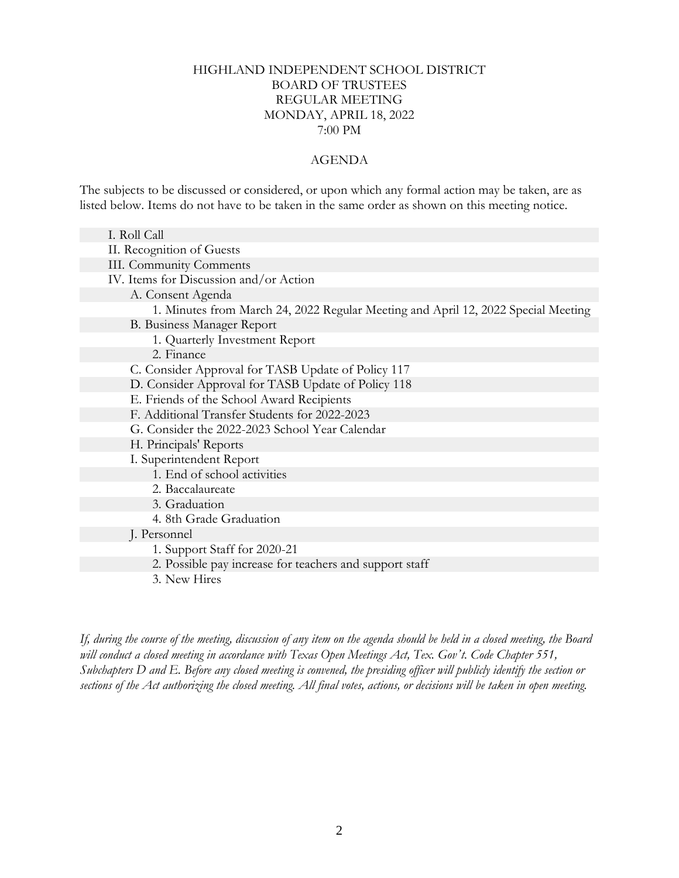HIGHLAND INDEPENDENT SCHOOL DISTRICT
BOARD OF TRUSTEES
REGULAR MEETING
MONDAY, APRIL 18, 2022
7:00 PM

# AGENDA

The subjects to be discussed or considered, or upon which any formal action may be taken, are as listed below. Items do not have to be taken in the same order as shown on this meeting notice.

- I. Roll Call
- II. Recognition of Guests
- III. Community Comments
- IV. Items for Discussion and/or Action
  - A. Consent Agenda
    - 1. Minutes from March 24, 2022 Regular Meeting and April 12, 2022 Special Meeting
  - B. Business Manager Report
    - 1. Quarterly Investment Report
    - 2. Finance
  - C. Consider Approval for TASB Update of Policy 117
  - D. Consider Approval for TASB Update of Policy 118
  - E. Friends of the School Award Recipients
  - F. Additional Transfer Students for 2022-2023
  - G. Consider the 2022-2023 School Year Calendar
  - H. Principals' Reports
  - I. Superintendent Report
    - 1. End of school activities
    - 2. Baccalaureate
    - 3. Graduation
    - 4. 8th Grade Graduation
  - J. Personnel
    - 1. Support Staff for 2020-21
    - 2. Possible pay increase for teachers and support staff
    - 3. New Hires

*If, during the course of the meeting, discussion of any item on the agenda should be held in a closed meeting, the Board will conduct a closed meeting in accordance with Texas Open Meetings Act, Tex. Gov't. Code Chapter 551, Subchapters D and E. Before any closed meeting is convened, the presiding officer will publicly identify the section or sections of the Act authorizing the closed meeting. All final votes, actions, or decisions will be taken in open meeting.*